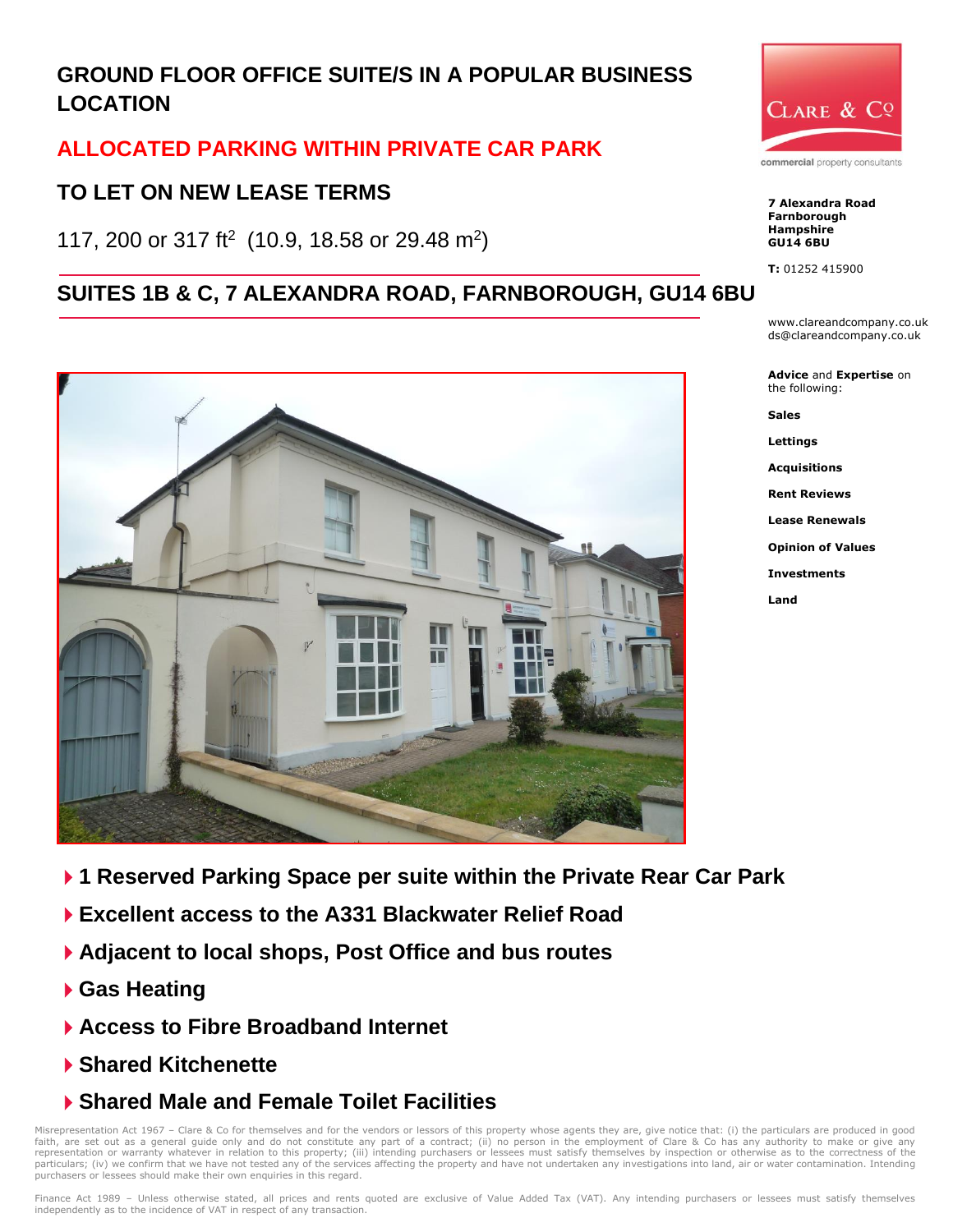# GROUND FLOOR OFFICE SUITE/S IN A POPULAR BUSINESS LOCATION

## ALLOCATED PARKING WITHIN PRIVATE CAR PARK

## TO LET ON NEW LEASE TERMS

117, 200 or 317 ft$^2$ (10.9, 18.58 or 29.48 m$^2$)

## SUITES 1B & C, 7 ALEXANDRA ROAD, FARNBOROUGH, GU14 6BU

CLARE & Co

commercial property consultants

**7 Alexandra Road**
**Farnborough**
**Hampshire**
**GU14 6BU**

**T:** 01252 415900

www.clareandcompany.co.uk
ds@clareandcompany.co.uk

**Advice** and **Expertise** on the following:

**Sales**

**Lettings**

**Acquisitions**

**Rent Reviews**

**Lease Renewals**

**Opinion of Values**

**Investments**

**Land**

- **1 Reserved Parking Space per suite within the Private Rear Car Park**
- **Excellent access to the A331 Blackwater Relief Road**
- **Adjacent to local shops, Post Office and bus routes**
- **Gas Heating**
- **Access to Fibre Broadband Internet**
- **Shared Kitchenette**
- **Shared Male and Female Toilet Facilities**

Misrepresentation Act 1967 – Clare & Co for themselves and for the vendors or lessors of this property whose agents they are, give notice that: (i) the particulars are produced in good faith, are set out as a general guide only and do not constitute any part of a contract; (ii) no person in the employment of Clare & Co has any authority to make or give any representation or warranty whatever in relation to this property; (iii) intending purchasers or lessees must satisfy themselves by inspection or otherwise as to the correctness of the particulars; (iv) we confirm that we have not tested any of the services affecting the property and have not undertaken any investigations into land, air or water contamination. Intending purchasers or lessees should make their own enquiries in this regard.

Finance Act 1989 – Unless otherwise stated, all prices and rents quoted are exclusive of Value Added Tax (VAT). Any intending purchasers or lessees must satisfy themselves independently as to the incidence of VAT in respect of any transaction.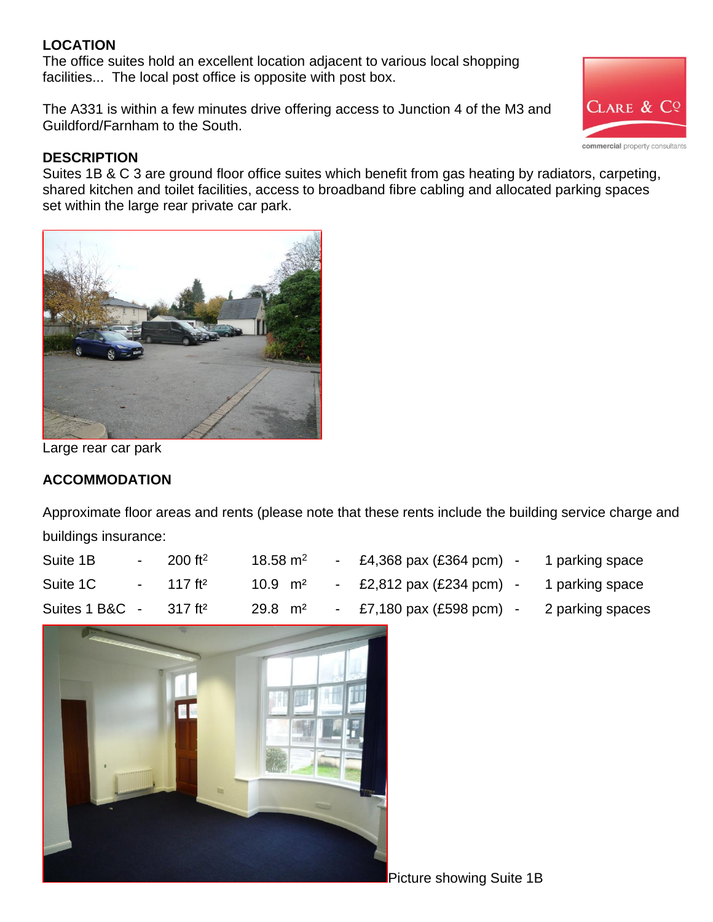## LOCATION

The office suites hold an excellent location adjacent to various local shopping facilities... The local post office is opposite with post box.

The A331 is within a few minutes drive offering access to Junction 4 of the M3 and Guildford/Farnham to the South.

## DESCRIPTION

Suites 1B & C 3 are ground floor office suites which benefit from gas heating by radiators, carpeting, shared kitchen and toilet facilities, access to broadband fibre cabling and allocated parking spaces set within the large rear private car park.

Large rear car park

## ACCOMMODATION

Approximate floor areas and rents (please note that these rents include the building service charge and buildings insurance:

| Suite | Area (ft²) | Area (m²) | Rent | Parking |
|---|---|---|---|---|
| Suite 1B | 200 ft² | 18.58 m² | £4,368 pax (£364 pcm) | 1 parking space |
| Suite 1C | 117 ft² | 10.9 m² | £2,812 pax (£234 pcm) | 1 parking space |
| Suites 1 B&C | 317 ft² | 29.8 m² | £7,180 pax (£598 pcm) | 2 parking spaces |

Picture showing Suite 1B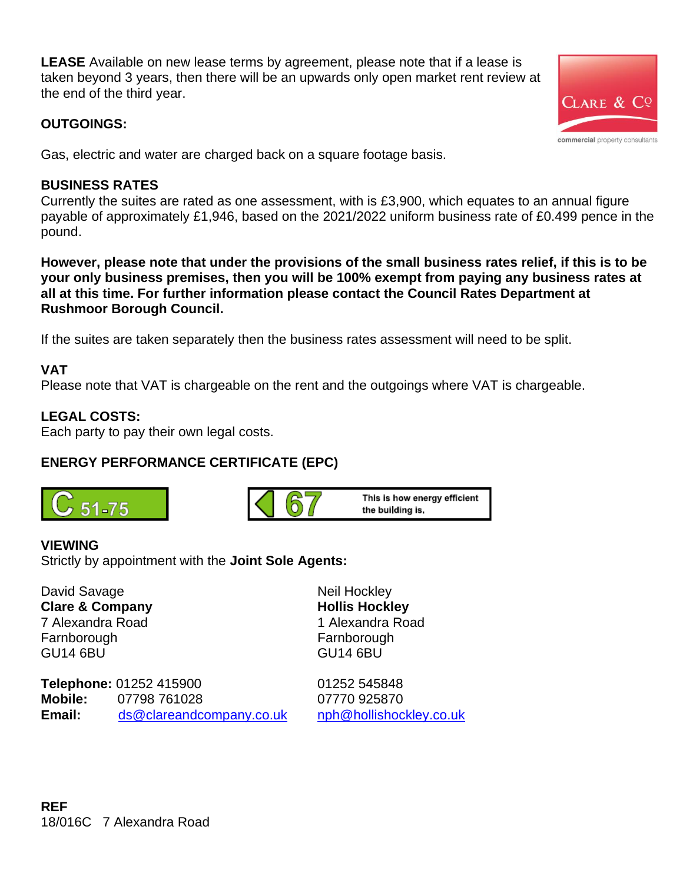**LEASE** Available on new lease terms by agreement, please note that if a lease is taken beyond 3 years, then there will be an upwards only open market rent review at the end of the third year.

Clare & Co
commercial property consultants

**OUTGOINGS:**

Gas, electric and water are charged back on a square footage basis.

**BUSINESS RATES**
Currently the suites are rated as one assessment, with is £3,900, which equates to an annual figure payable of approximately £1,946, based on the 2021/2022 uniform business rate of £0.499 pence in the pound.

**However, please note that under the provisions of the small business rates relief, if this is to be your only business premises, then you will be 100% exempt from paying any business rates at all at this time. For further information please contact the Council Rates Department at Rushmoor Borough Council.**

If the suites are taken separately then the business rates assessment will need to be split.

**VAT**
Please note that VAT is chargeable on the rent and the outgoings where VAT is chargeable.

**LEGAL COSTS:**
Each party to pay their own legal costs.

**ENERGY PERFORMANCE CERTIFICATE (EPC)**

C 51-75

67 This is how energy efficient the building is.

**VIEWING**
Strictly by appointment with the **Joint Sole Agents:**

David Savage
**Clare & Company**
7 Alexandra Road
Farnborough
GU14 6BU

**Telephone:** 01252 415900
**Mobile:** 07798 761028
**Email:** ds@clareandcompany.co.uk

Neil Hockley
**Hollis Hockley**
1 Alexandra Road
Farnborough
GU14 6BU

01252 545848
07770 925870
nph@hollishockley.co.uk

**REF**
18/016C 7 Alexandra Road